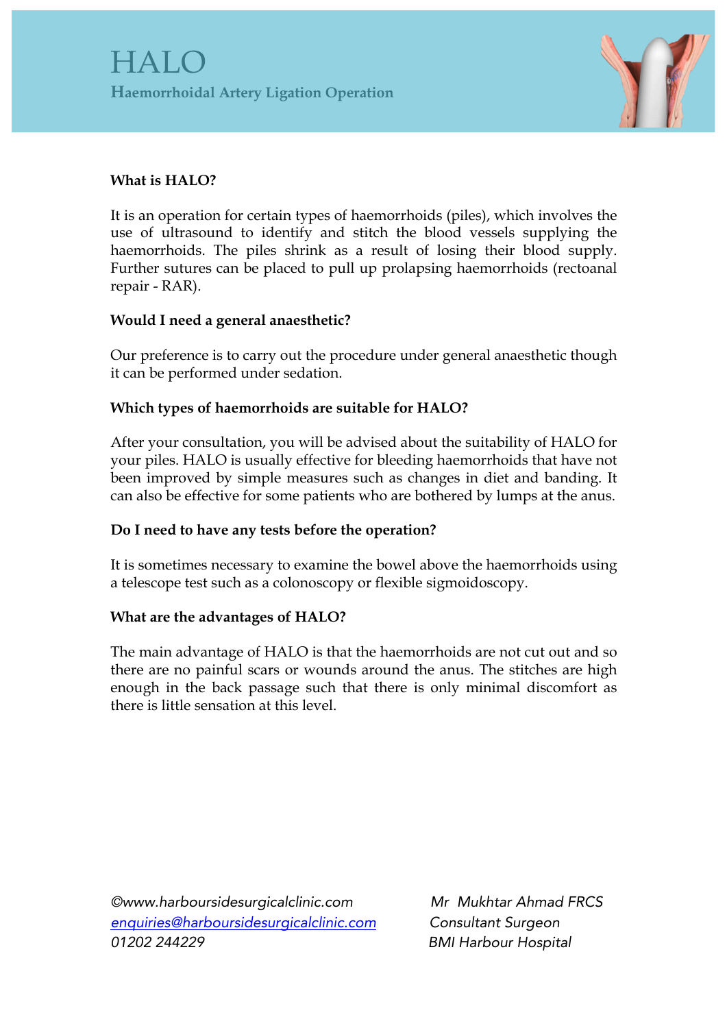# HALO

## Haemorrhoidal Artery Ligation Operation

**What is HALO?**

It is an operation for certain types of haemorrhoids (piles), which involves the use of ultrasound to identify and stitch the blood vessels supplying the haemorrhoids. The piles shrink as a result of losing their blood supply. Further sutures can be placed to pull up prolapsing haemorrhoids (rectoanal repair - RAR).

**Would I need a general anaesthetic?**

Our preference is to carry out the procedure under general anaesthetic though it can be performed under sedation.

**Which types of haemorrhoids are suitable for HALO?**

After your consultation, you will be advised about the suitability of HALO for your piles. HALO is usually effective for bleeding haemorrhoids that have not been improved by simple measures such as changes in diet and banding. It can also be effective for some patients who are bothered by lumps at the anus.

**Do I need to have any tests before the operation?**

It is sometimes necessary to examine the bowel above the haemorrhoids using a telescope test such as a colonoscopy or flexible sigmoidoscopy.

**What are the advantages of HALO?**

The main advantage of HALO is that the haemorrhoids are not cut out and so there are no painful scars or wounds around the anus. The stitches are high enough in the back passage such that there is only minimal discomfort as there is little sensation at this level.

*©www.harboursidesurgicalclinic.com*
*enquiries@harboursidesurgicalclinic.com*
*01202 244229*

*Mr Mukhtar Ahmad FRCS*
*Consultant Surgeon*
*BMI Harbour Hospital*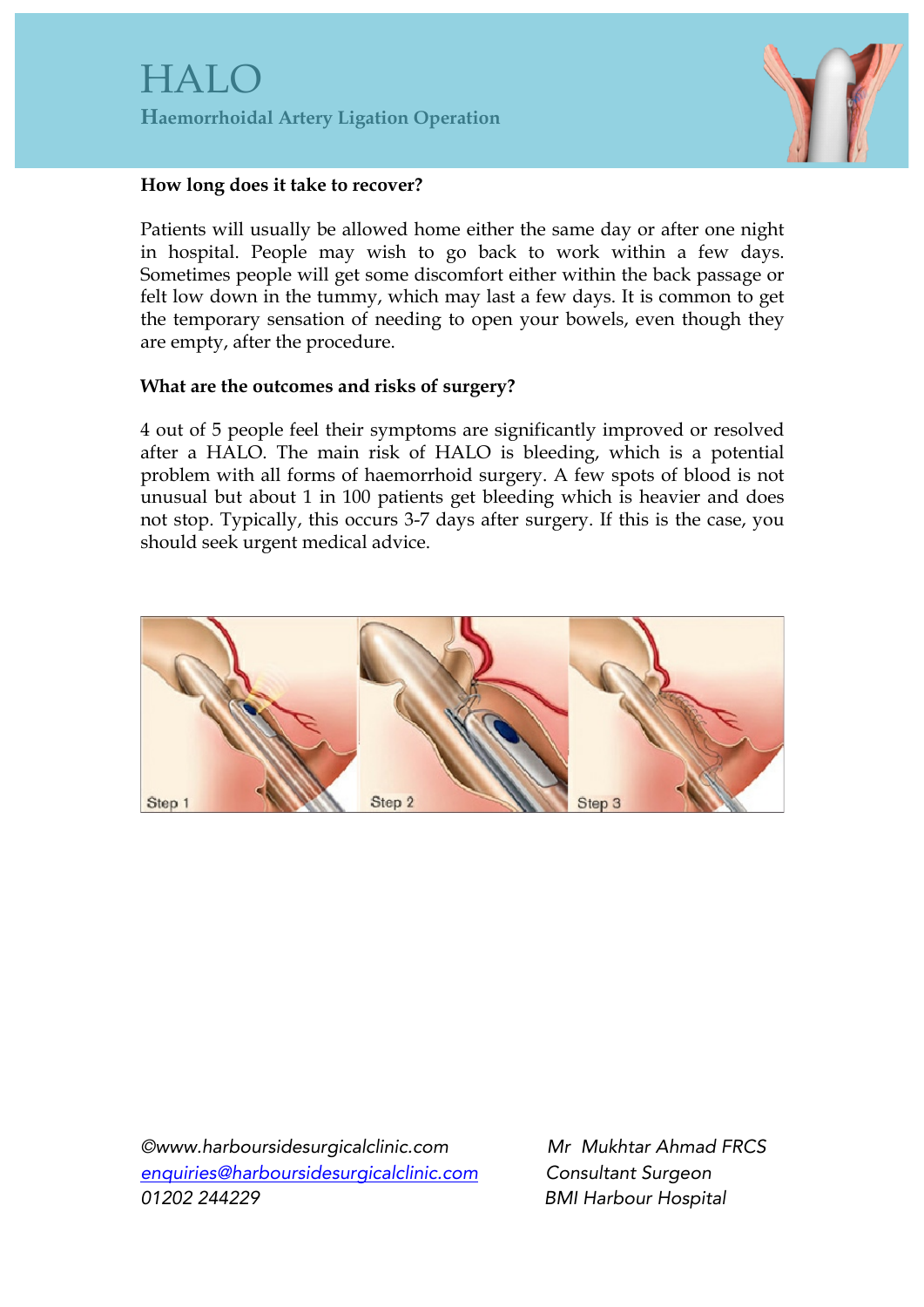# HALO

## Haemorrhoidal Artery Ligation Operation

**How long does it take to recover?**

Patients will usually be allowed home either the same day or after one night in hospital. People may wish to go back to work within a few days. Sometimes people will get some discomfort either within the back passage or felt low down in the tummy, which may last a few days. It is common to get the temporary sensation of needing to open your bowels, even though they are empty, after the procedure.

**What are the outcomes and risks of surgery?**

4 out of 5 people feel their symptoms are significantly improved or resolved after a HALO. The main risk of HALO is bleeding, which is a potential problem with all forms of haemorrhoid surgery. A few spots of blood is not unusual but about 1 in 100 patients get bleeding which is heavier and does not stop. Typically, this occurs 3-7 days after surgery. If this is the case, you should seek urgent medical advice.

Step 1

Step 2

Step 3

*©www.harboursidesurgicalclinic.com*
*enquiries@harboursidesurgicalclinic.com*
*01202 244229*

*Mr Mukhtar Ahmad FRCS*
*Consultant Surgeon*
*BMI Harbour Hospital*